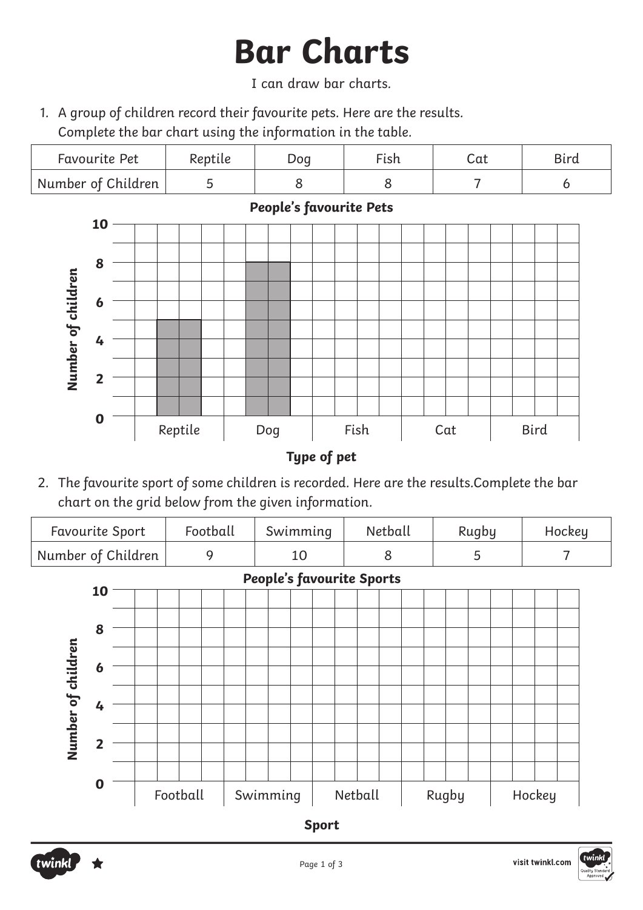# Bar Charts

I can draw bar charts.

1. A group of children record their favourite pets. Here are the results. Complete the bar chart using the information in the table.

| Favourite Pet | Reptile | Dog | Fish | Cat | Bird |
|---|---|---|---|---|---|
| Number of Children | 5 | 8 | 8 | 7 | 6 |

**People's favourite Pets**

Number of children: 0, 2, 4, 6, 8, 10

Reptile, Dog, Fish, Cat, Bird

**Type of pet**

2. The favourite sport of some children is recorded. Here are the results.Complete the bar chart on the grid below from the given information.

| Favourite Sport | Football | Swimming | Netball | Rugby | Hockey |
|---|---|---|---|---|---|
| Number of Children | 9 | 10 | 8 | 5 | 7 |

**People's favourite Sports**

Number of children: 0, 2, 4, 6, 8, 10

Football, Swimming, Netball, Rugby, Hockey

**Sport**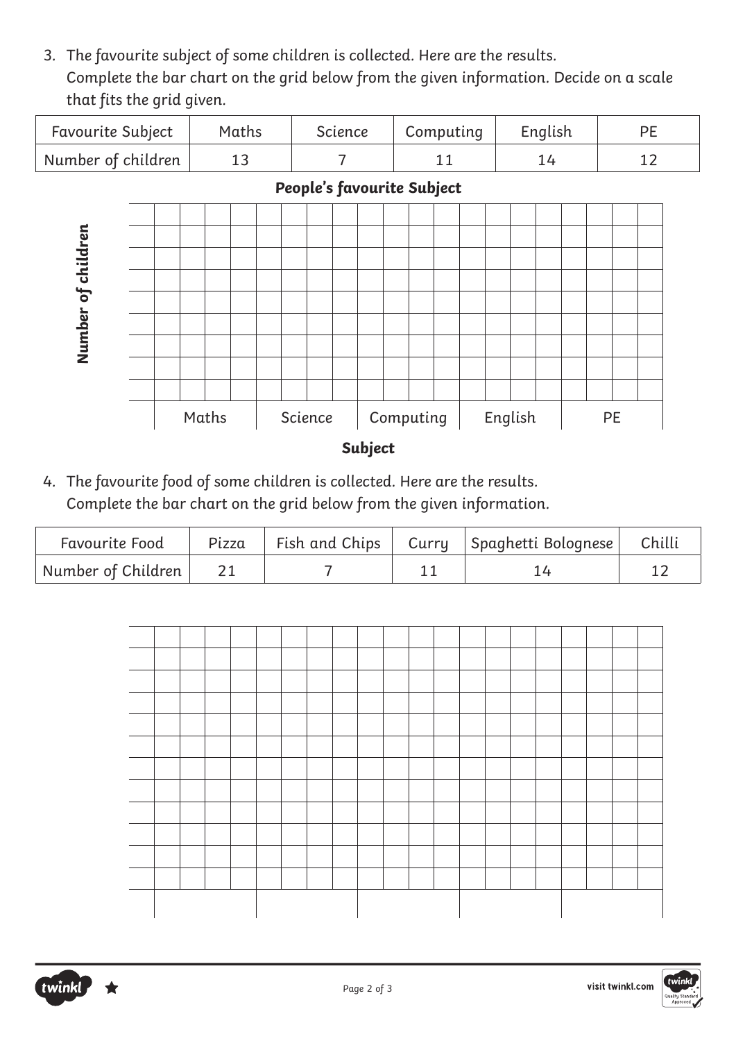3. The favourite subject of some children is collected. Here are the results.
   Complete the bar chart on the grid below from the given information. Decide on a scale that fits the grid given.

| Favourite Subject | Maths | Science | Computing | English | PE |
|---|---|---|---|---|---|
| Number of children | 13 | 7 | 11 | 14 | 12 |

**People's favourite Subject**

**Number of children**

Maths Science Computing English PE

**Subject**

4. The favourite food of some children is collected. Here are the results.
   Complete the bar chart on the grid below from the given information.

| Favourite Food | Pizza | Fish and Chips | Curry | Spaghetti Bolognese | Chilli |
|---|---|---|---|---|---|
| Number of Children | 21 | 7 | 11 | 14 | 12 |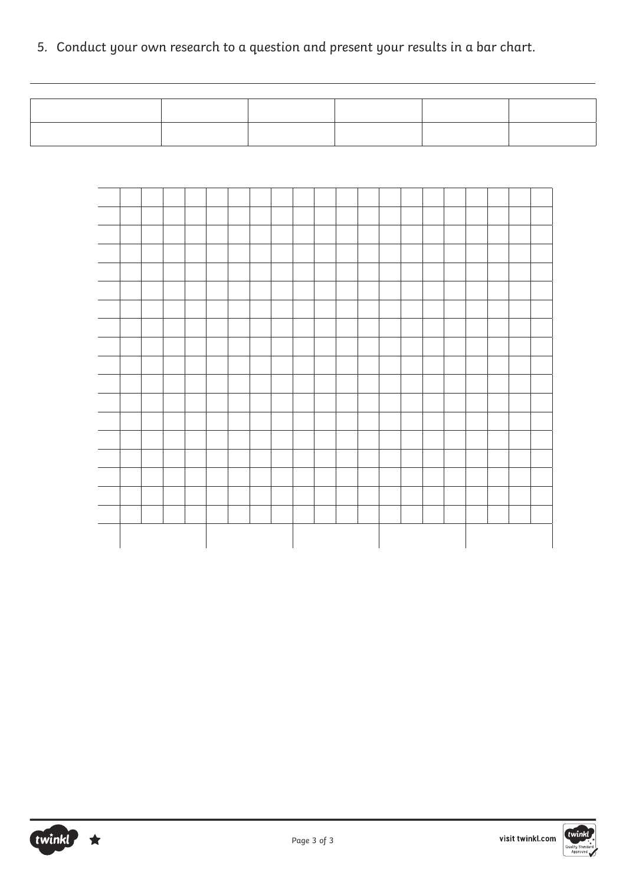5. Conduct your own research to a question and present your results in a bar chart.

|  |  |  |  |  |  |
|---|---|---|---|---|---|
|  |  |  |  |  |  |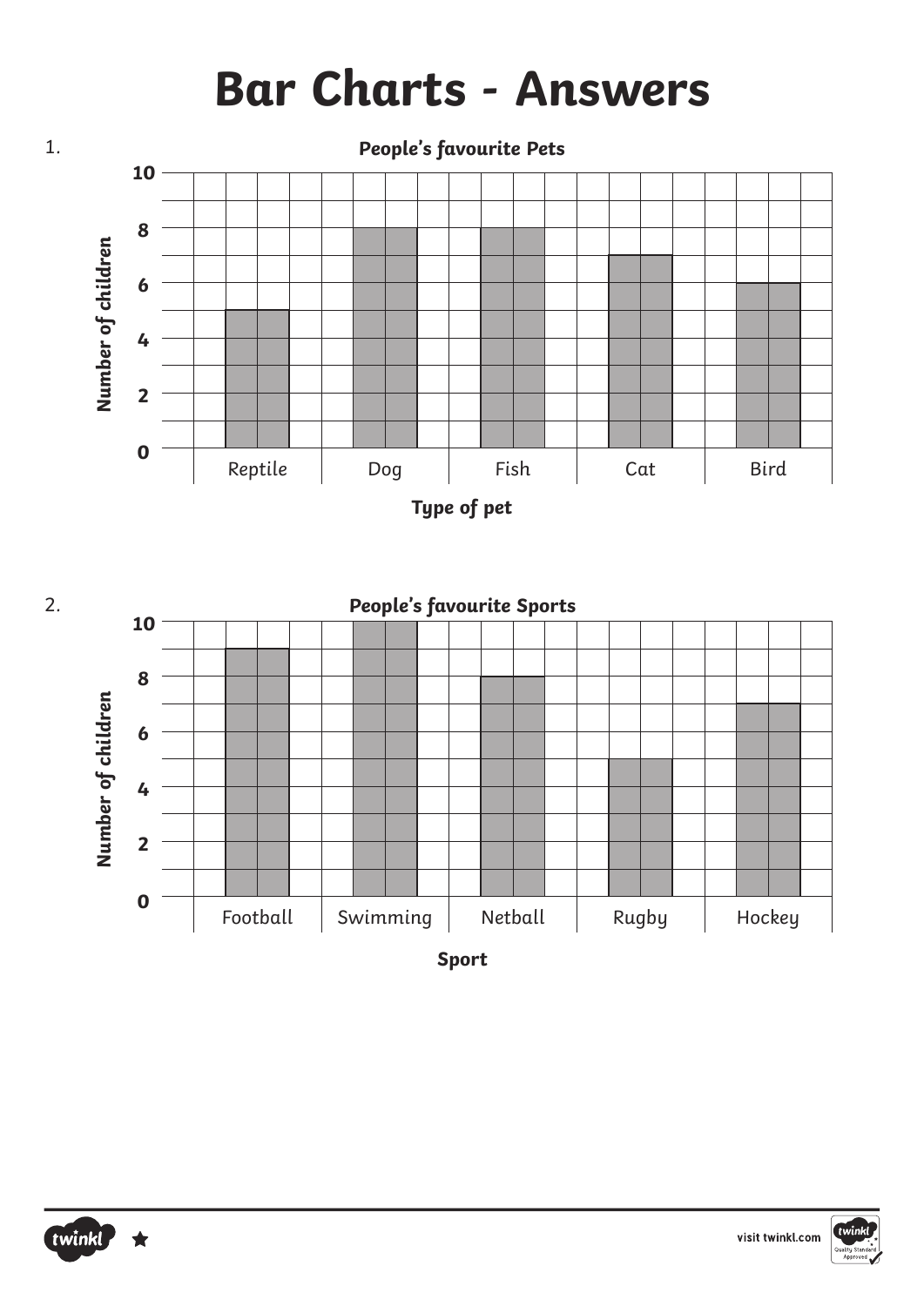# Bar Charts - Answers

1.

**People's favourite Pets**

| Type of pet | Number of children |
|---|---|
| Reptile | 5 |
| Dog | 8 |
| Fish | 8 |
| Cat | 7 |
| Bird | 6 |

2.

**People's favourite Sports**

| Sport | Number of children |
|---|---|
| Football | 9 |
| Swimming | 10 |
| Netball | 8 |
| Rugby | 5 |
| Hockey | 7 |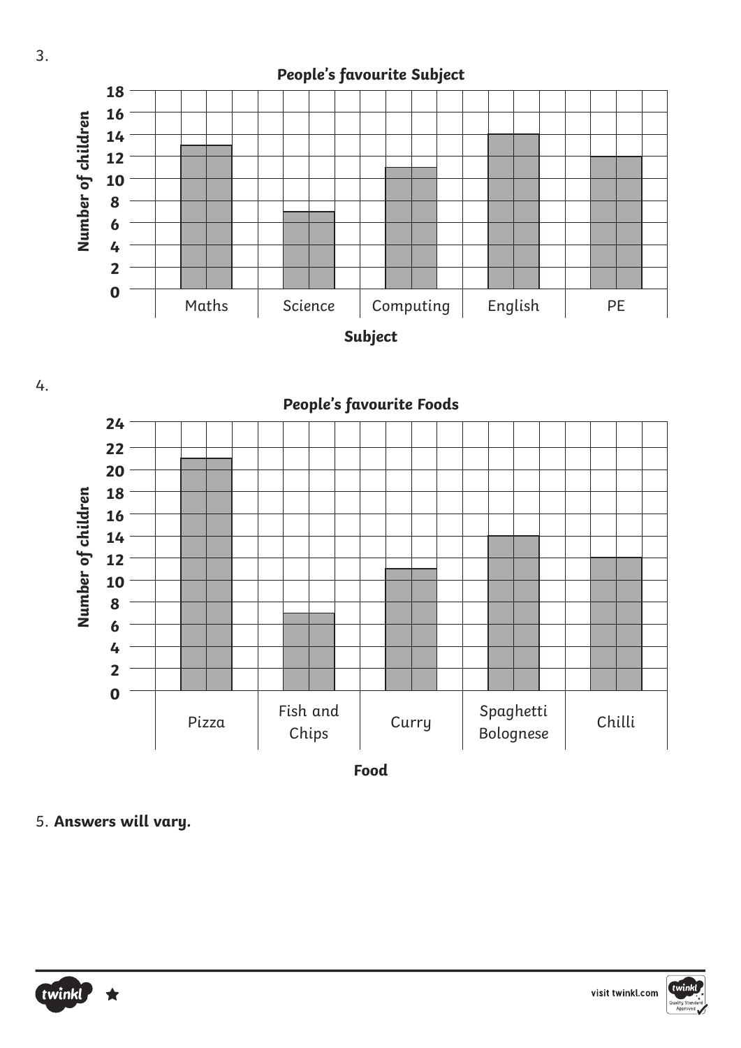3.

**People's favourite Subject**

| Subject | Number of children |
| --- | --- |
| Maths | 13 |
| Science | 7 |
| Computing | 11 |
| English | 14 |
| PE | 12 |

4.

**People's favourite Foods**

| Food | Number of children |
| --- | --- |
| Pizza | 21 |
| Fish and Chips | 7 |
| Curry | 11 |
| Spaghetti Bolognese | 14 |
| Chilli | 12 |

5. **Answers will vary.**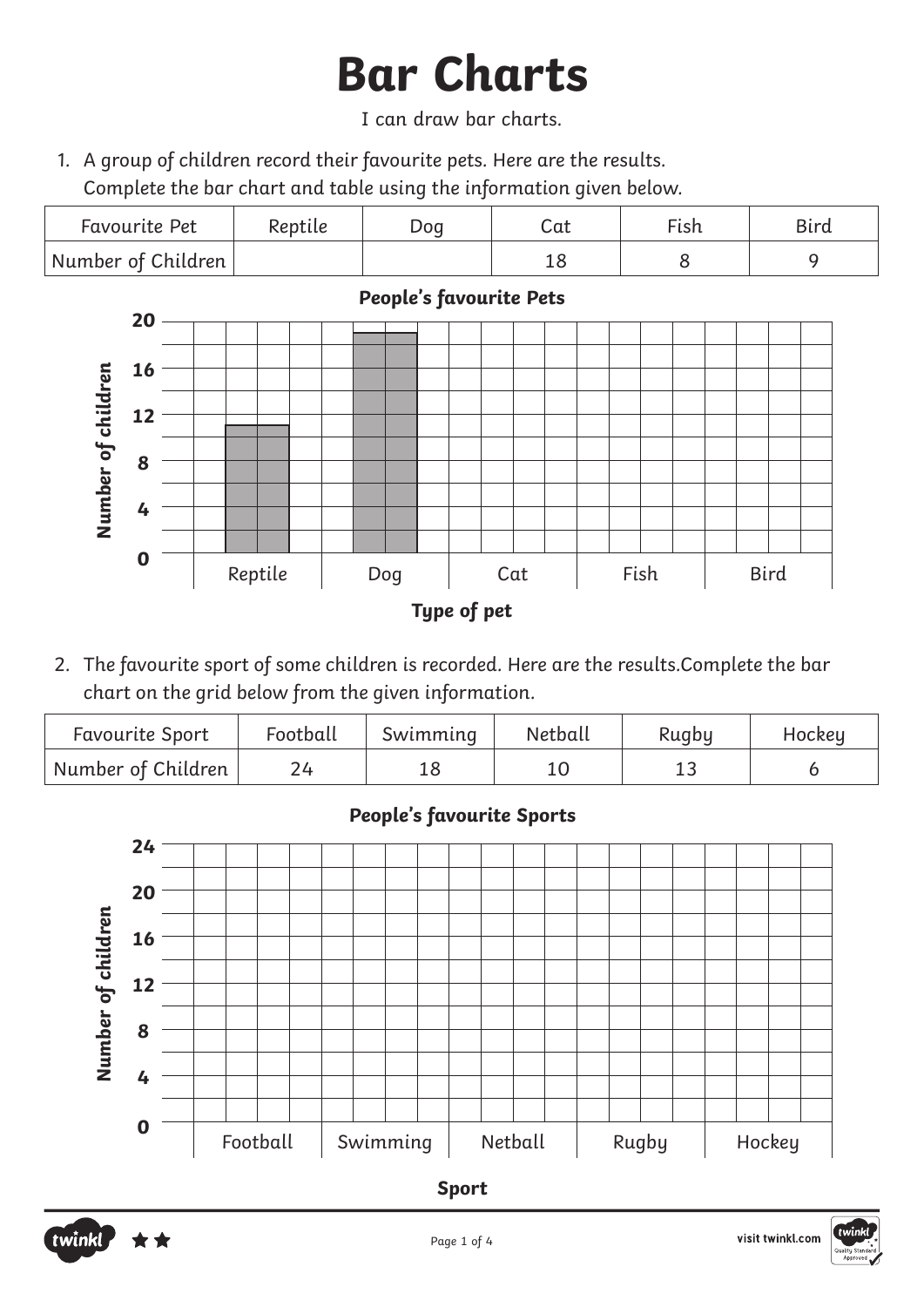# Bar Charts

I can draw bar charts.

1. A group of children record their favourite pets. Here are the results. Complete the bar chart and table using the information given below.

| Favourite Pet | Reptile | Dog | Cat | Fish | Bird |
|---|---|---|---|---|---|
| Number of Children | | | 18 | 8 | 9 |

**People's favourite Pets**

**Number of children**

20
16
12
8
4
0

Reptile | Dog | Cat | Fish | Bird

**Type of pet**

2. The favourite sport of some children is recorded. Here are the results. Complete the bar chart on the grid below from the given information.

| Favourite Sport | Football | Swimming | Netball | Rugby | Hockey |
|---|---|---|---|---|---|
| Number of Children | 24 | 18 | 10 | 13 | 6 |

**People's favourite Sports**

**Number of children**

24
20
16
12
8
4
0

Football | Swimming | Netball | Rugby | Hockey

**Sport**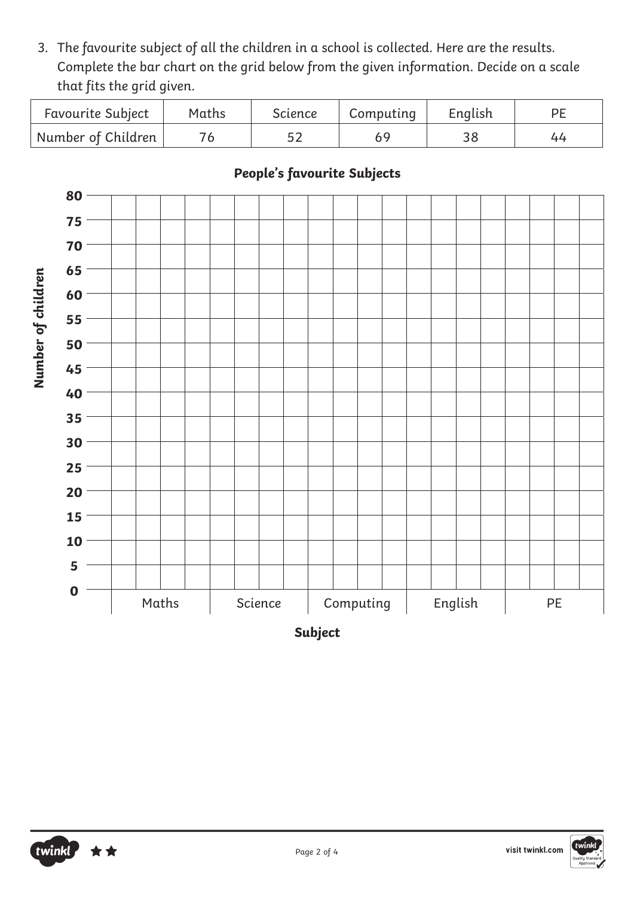3. *The favourite subject of all the children in a school is collected. Here are the results. Complete the bar chart on the grid below from the given information. Decide on a scale that fits the grid given.*

| Favourite Subject | Maths | Science | Computing | English | PE |
|---|---|---|---|---|---|
| Number of Children | 76 | 52 | 69 | 38 | 44 |

**People's favourite Subjects**

**Number of children**

**80**
**75**
**70**
**65**
**60**
**55**
**50**
**45**
**40**
**35**
**30**
**25**
**20**
**15**
**10**
**5**
**0**

Maths Science Computing English PE

**Subject**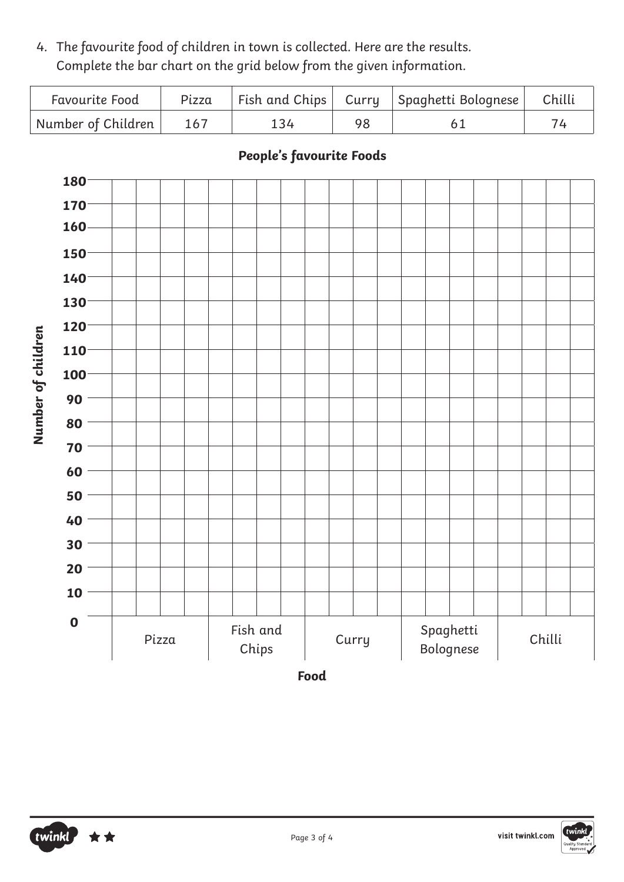4. The favourite food of children in town is collected. Here are the results.
   Complete the bar chart on the grid below from the given information.

| Favourite Food | Pizza | Fish and Chips | Curry | Spaghetti Bolognese | Chilli |
|---|---|---|---|---|---|
| Number of Children | 167 | 134 | 98 | 61 | 74 |

**People's favourite Foods**

**Number of children**

180
170
160
150
140
130
120
110
100
90
80
70
60
50
40
30
20
10
0

Pizza | Fish and Chips | Curry | Spaghetti Bolognese | Chilli

**Food**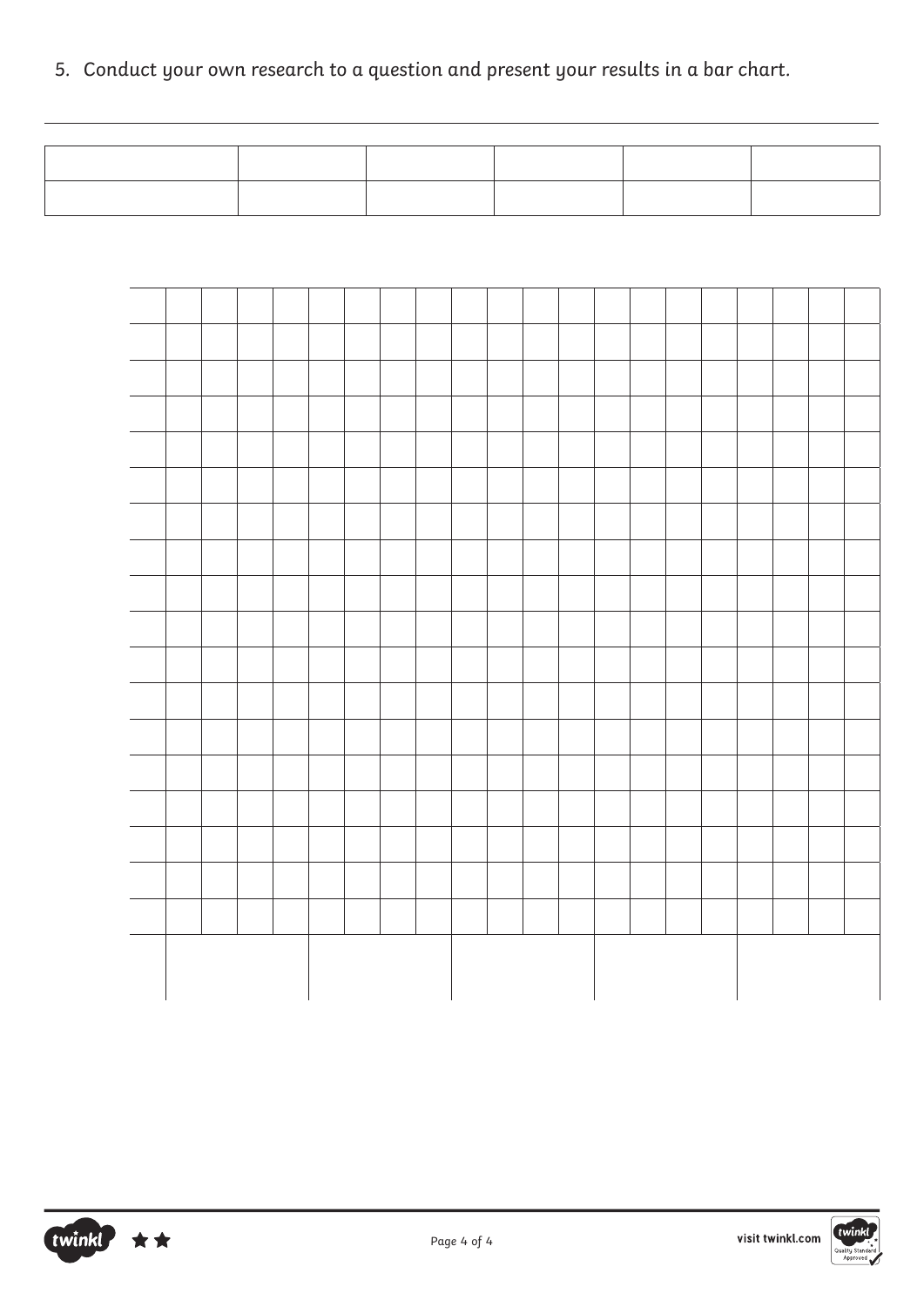5. Conduct your own research to a question and present your results in a bar chart.

| | | | | | |
|---|---|---|---|---|---|
| | | | | | |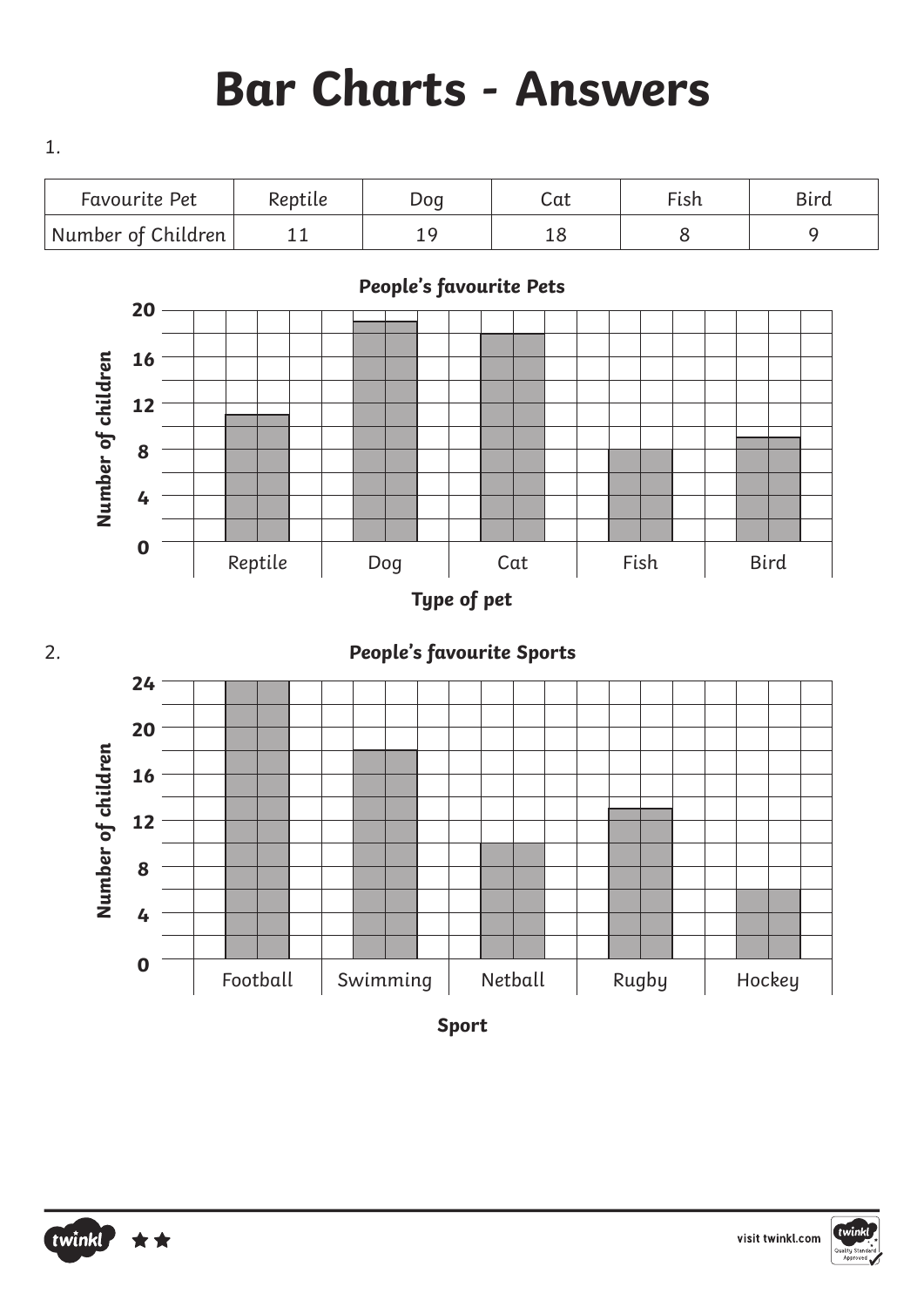# Bar Charts - Answers

1.

| Favourite Pet | Reptile | Dog | Cat | Fish | Bird |
|---|---|---|---|---|---|
| Number of Children | 11 | 19 | 18 | 8 | 9 |

**People's favourite Pets**

Number of children: 0, 4, 8, 12, 16, 20

Reptile, Dog, Cat, Fish, Bird

**Type of pet**

2.

**People's favourite Sports**

Number of children: 0, 4, 8, 12, 16, 20, 24

Football, Swimming, Netball, Rugby, Hockey

**Sport**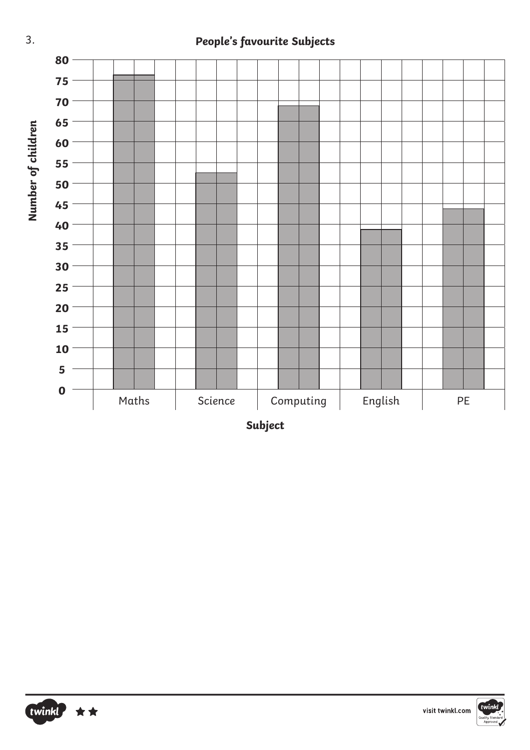3.

**People's favourite Subjects**

Number of children: 0, 5, 10, 15, 20, 25, 30, 35, 40, 45, 50, 55, 60, 65, 70, 75, 80

Subject: Maths, Science, Computing, English, PE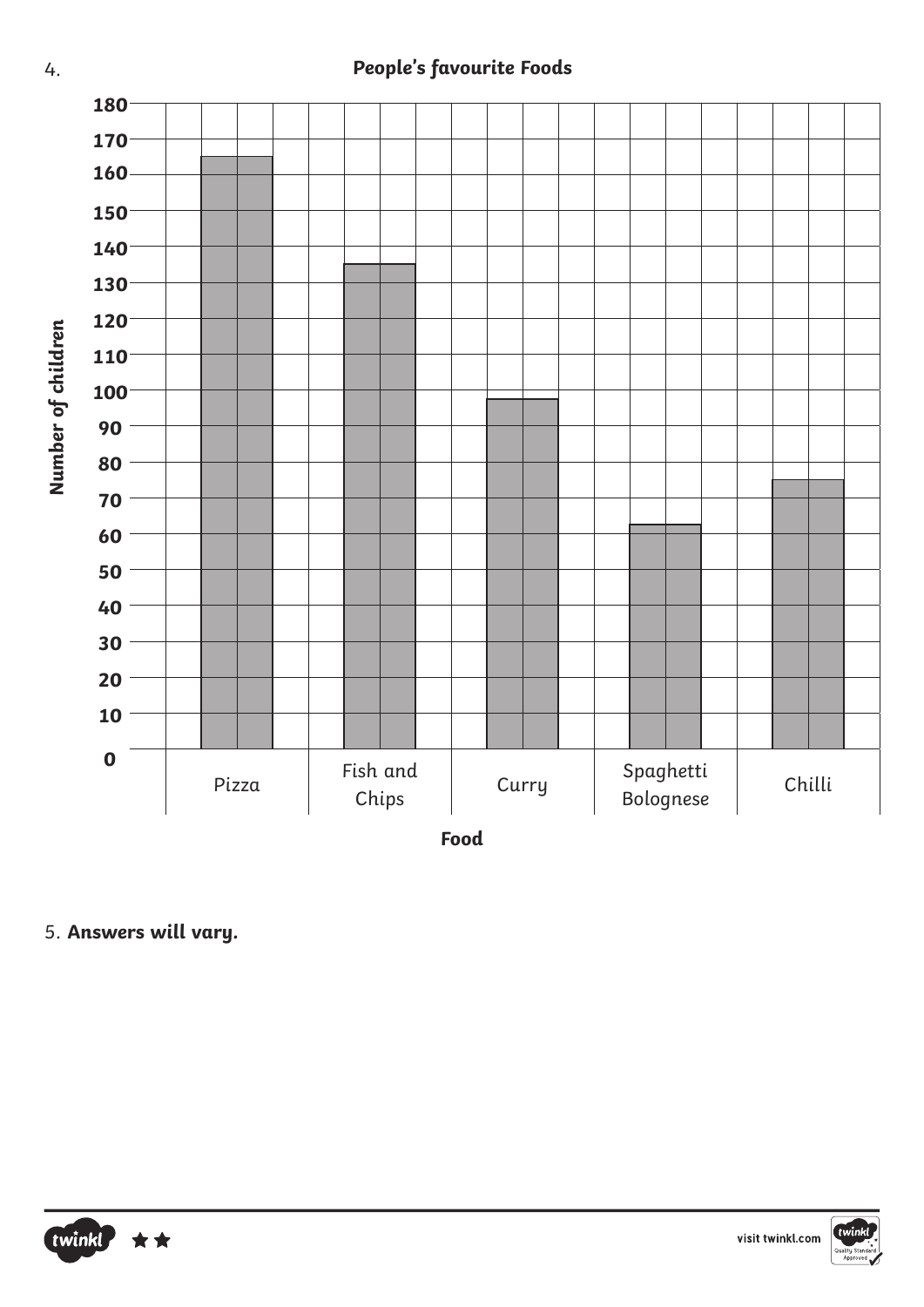4.

**People's favourite Foods**

| Food | Number of children |
|---|---|
| Pizza | 165 |
| Fish and Chips | 135 |
| Curry | 98 |
| Spaghetti Bolognese | 63 |
| Chilli | 75 |

5. **Answers will vary.**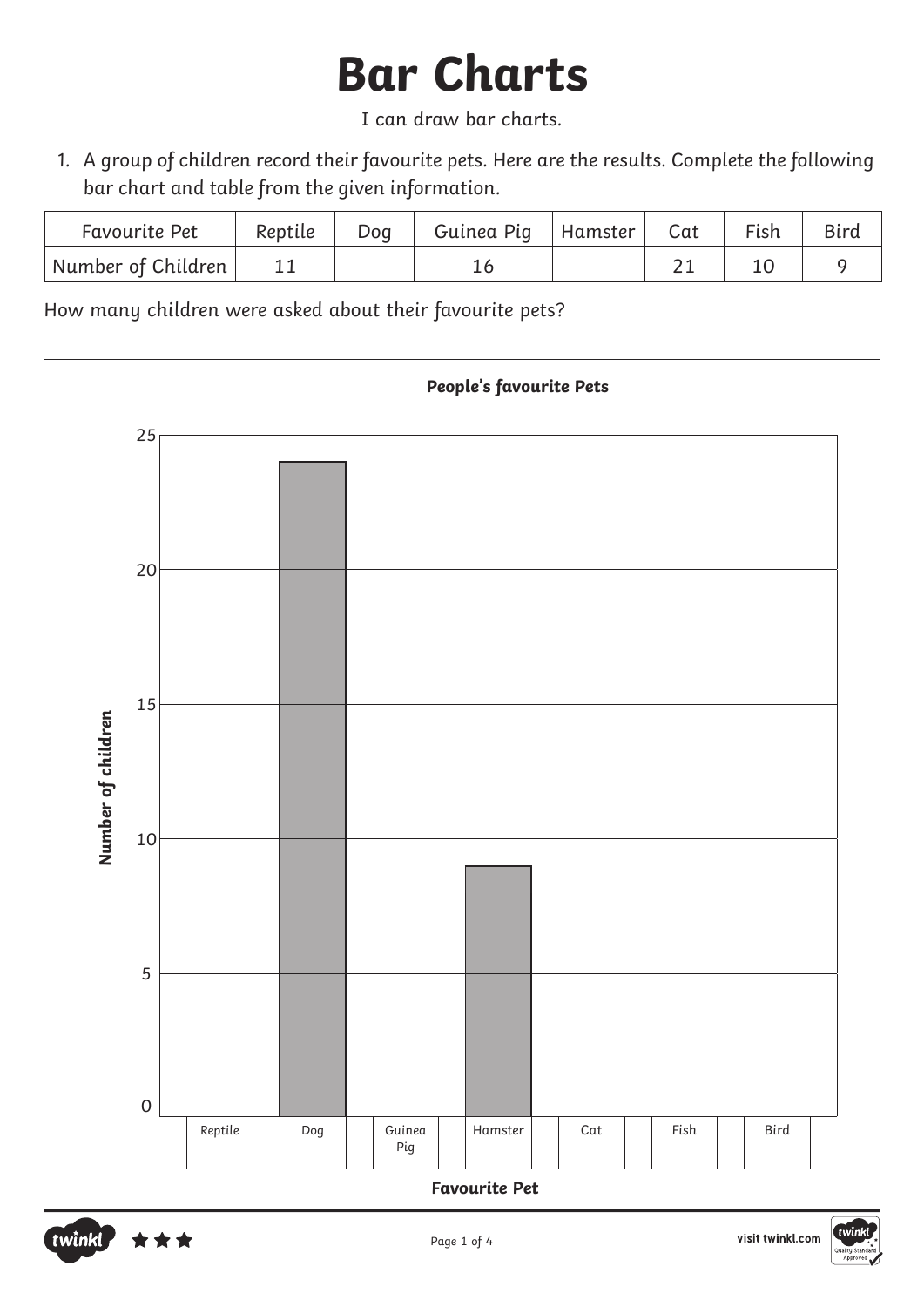# Bar Charts

I can draw bar charts.

1. A group of children record their favourite pets. Here are the results. Complete the following bar chart and table from the given information.

| Favourite Pet | Reptile | Dog | Guinea Pig | Hamster | Cat | Fish | Bird |
|---|---|---|---|---|---|---|---|
| Number of Children | 11 | | 16 | | 21 | 10 | 9 |

How many children were asked about their favourite pets?

**People's favourite Pets**

**Number of children**

25

20

15

10

5

0

Reptile | Dog | Guinea Pig | Hamster | Cat | Fish | Bird

**Favourite Pet**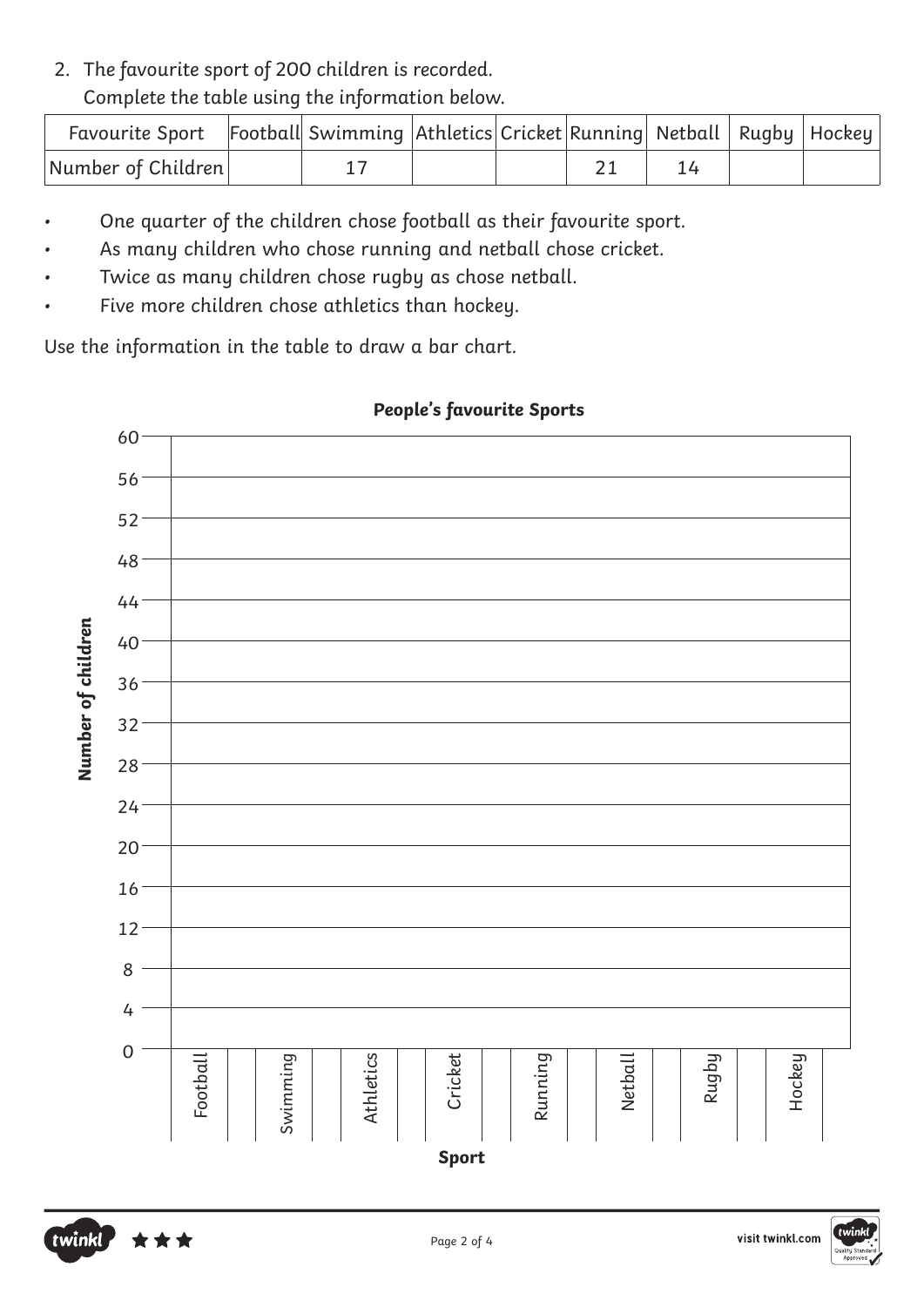2. The favourite sport of 200 children is recorded.
   Complete the table using the information below.

| Favourite Sport | Football | Swimming | Athletics | Cricket | Running | Netball | Rugby | Hockey |
|---|---|---|---|---|---|---|---|---|
| Number of Children | | 17 | | | 21 | 14 | | |

- One quarter of the children chose football as their favourite sport.
- As many children who chose running and netball chose cricket.
- Twice as many children chose rugby as chose netball.
- Five more children chose athletics than hockey.

Use the information in the table to draw a bar chart.

**People's favourite Sports**

Number of children: 0, 4, 8, 12, 16, 20, 24, 28, 32, 36, 40, 44, 48, 52, 56, 60

Sport: Football, Swimming, Athletics, Cricket, Running, Netball, Rugby, Hockey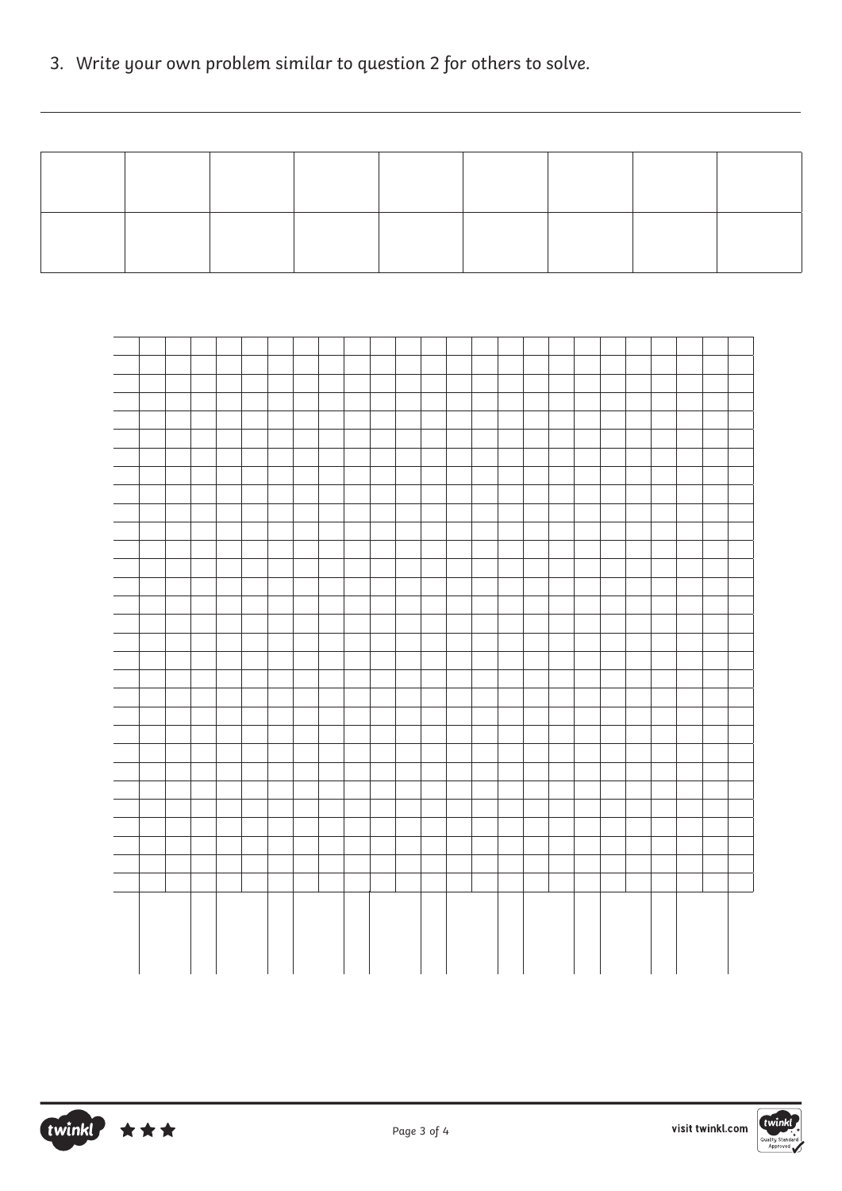3. Write your own problem similar to question 2 for others to solve.

|  |  |  |  |  |  |  |  |  |
|---|---|---|---|---|---|---|---|---|
|  |  |  |  |  |  |  |  |  |
|  |  |  |  |  |  |  |  |  |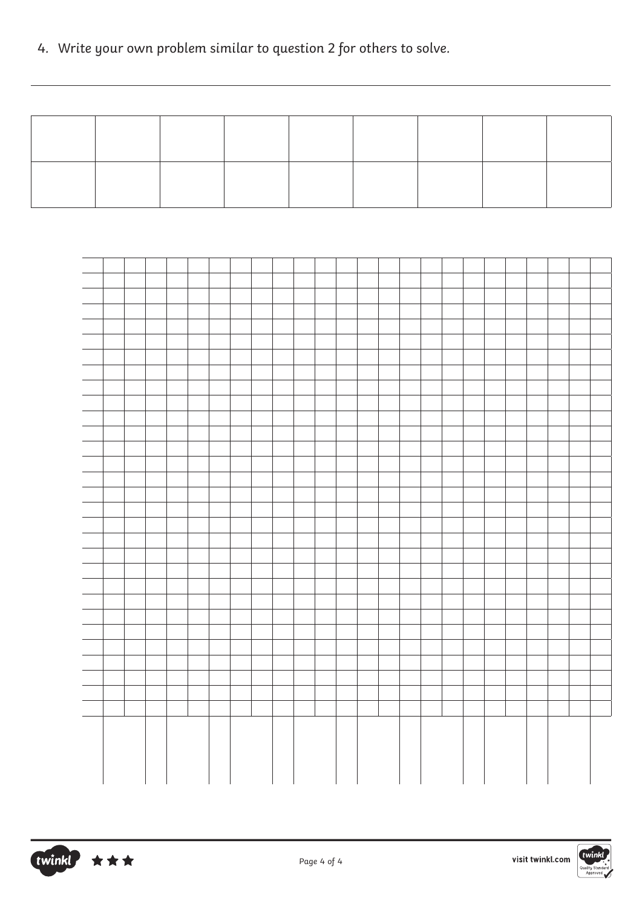4. Write your own problem similar to question 2 for others to solve.

| | | | | | | | | |
|---|---|---|---|---|---|---|---|---|
| | | | | | | | | |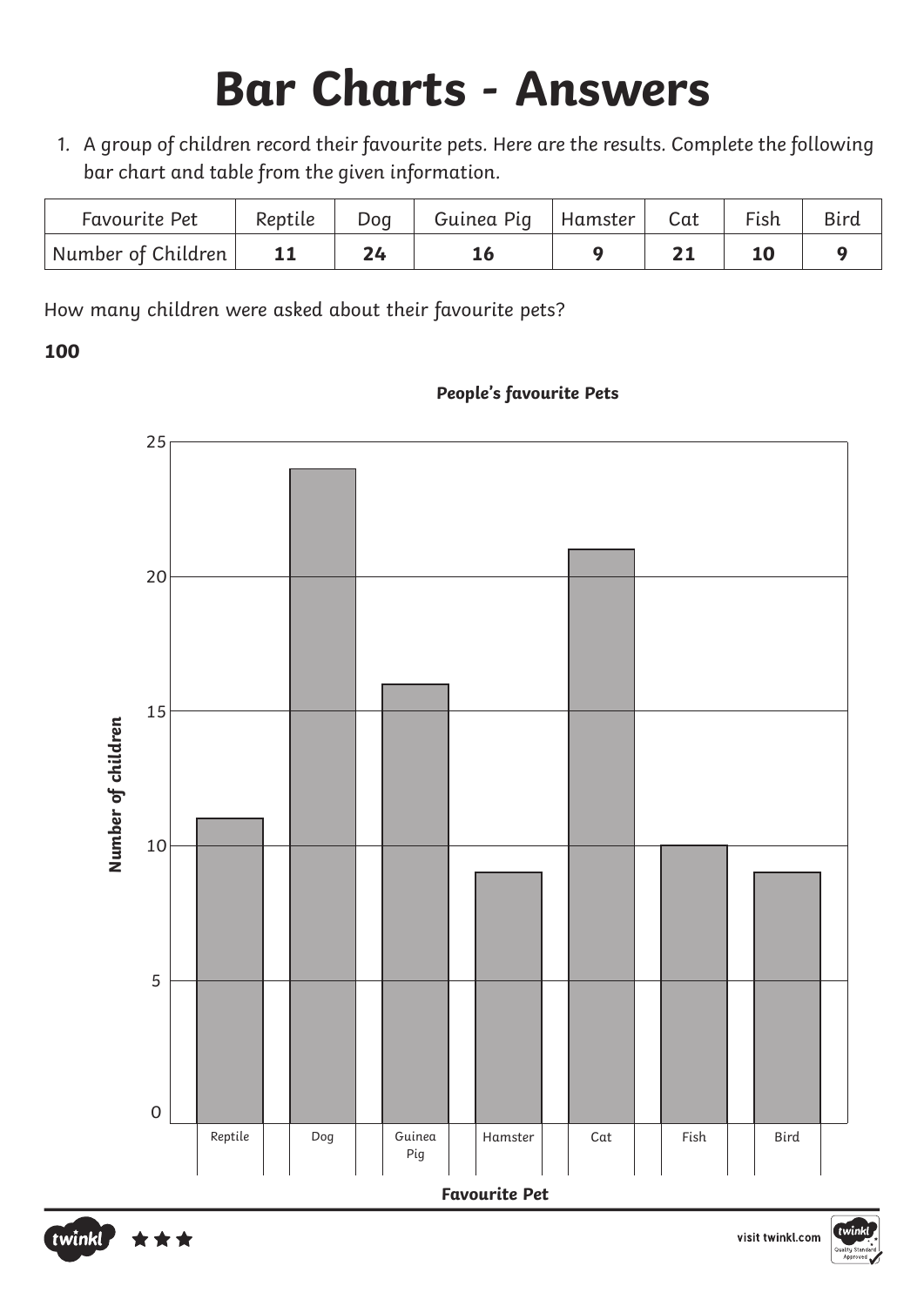# Bar Charts - Answers

1. A group of children record their favourite pets. Here are the results. Complete the following bar chart and table from the given information.

| Favourite Pet | Reptile | Dog | Guinea Pig | Hamster | Cat | Fish | Bird |
|---|---|---|---|---|---|---|---|
| Number of Children | **11** | **24** | **16** | **9** | **21** | **10** | **9** |

How many children were asked about their favourite pets?

**100**

**People's favourite Pets**

| Favourite Pet | Number of children |
|---|---|
| Reptile | 11 |
| Dog | 24 |
| Guinea Pig | 16 |
| Hamster | 9 |
| Cat | 21 |
| Fish | 10 |
| Bird | 9 |

Y-axis: **Number of children** (0, 5, 10, 15, 20, 25)

X-axis: **Favourite Pet**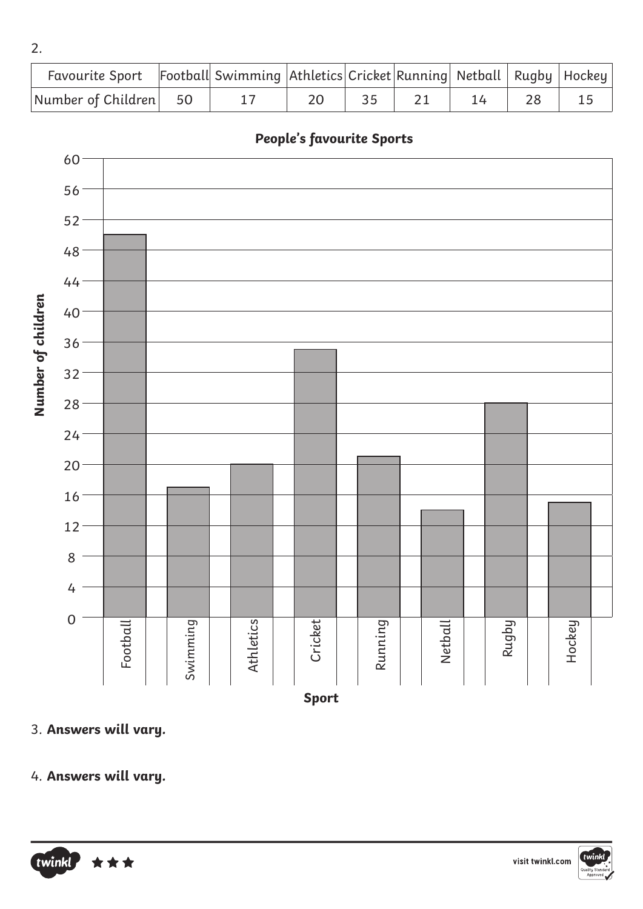2.

| Favourite Sport | Football | Swimming | Athletics | Cricket | Running | Netball | Rugby | Hockey |
|---|---|---|---|---|---|---|---|---|
| Number of Children | 50 | 17 | 20 | 35 | 21 | 14 | 28 | 15 |

**People's favourite Sports**

Number of children

60
56
52
48
44
40
36
32
28
24
20
16
12
8
4
0

Football
Swimming
Athletics
Cricket
Running
Netball
Rugby
Hockey

Sport

3. **Answers will vary.**

4. **Answers will vary.**